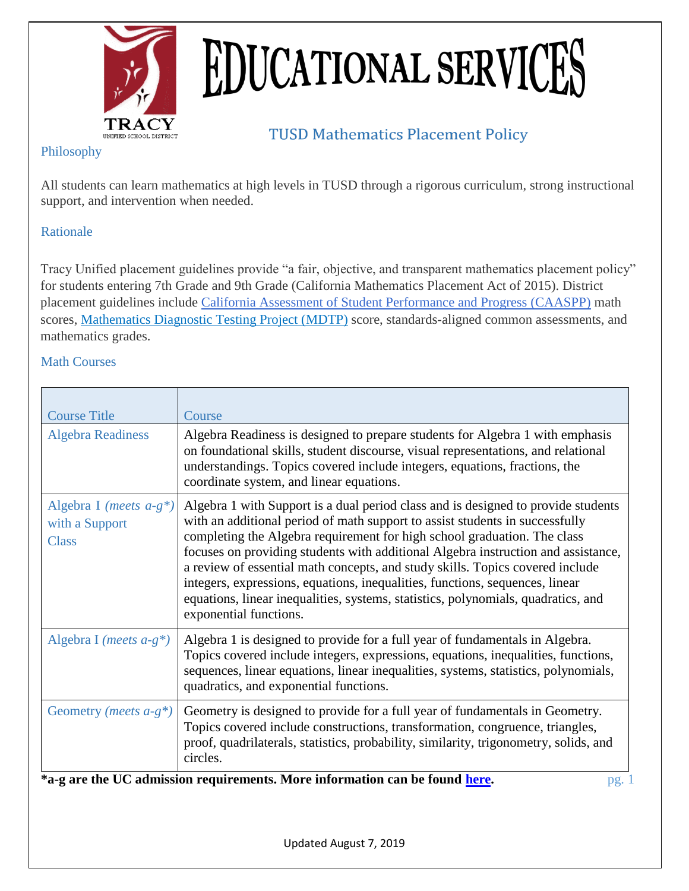# EDUCATIONAL SERVICES

TRACY
UNIFIED SCHOOL DISTRICT

## TUSD Mathematics Placement Policy

### Philosophy

All students can learn mathematics at high levels in TUSD through a rigorous curriculum, strong instructional support, and intervention when needed.

### Rationale

Tracy Unified placement guidelines provide "a fair, objective, and transparent mathematics placement policy" for students entering 7th Grade and 9th Grade (California Mathematics Placement Act of 2015). District placement guidelines include California Assessment of Student Performance and Progress (CAASPP) math scores, Mathematics Diagnostic Testing Project (MDTP) score, standards-aligned common assessments, and mathematics grades.

### Math Courses

| Course Title | Course |
|---|---|
| Algebra Readiness | Algebra Readiness is designed to prepare students for Algebra 1 with emphasis on foundational skills, student discourse, visual representations, and relational understandings. Topics covered include integers, equations, fractions, the coordinate system, and linear equations. |
| Algebra I *(meets a-g\*)* with a Support Class | Algebra 1 with Support is a dual period class and is designed to provide students with an additional period of math support to assist students in successfully completing the Algebra requirement for high school graduation. The class focuses on providing students with additional Algebra instruction and assistance, a review of essential math concepts, and study skills. Topics covered include integers, expressions, equations, inequalities, functions, sequences, linear equations, linear inequalities, systems, statistics, polynomials, quadratics, and exponential functions. |
| Algebra I *(meets a-g\*)* | Algebra 1 is designed to provide for a full year of fundamentals in Algebra. Topics covered include integers, expressions, equations, inequalities, functions, sequences, linear equations, linear inequalities, systems, statistics, polynomials, quadratics, and exponential functions. |
| Geometry *(meets a-g\*)* | Geometry is designed to provide for a full year of fundamentals in Geometry. Topics covered include constructions, transformation, congruence, triangles, proof, quadrilaterals, statistics, probability, similarity, trigonometry, solids, and circles. |

**\*a-g are the UC admission requirements. More information can be found here.**

Updated August 7, 2019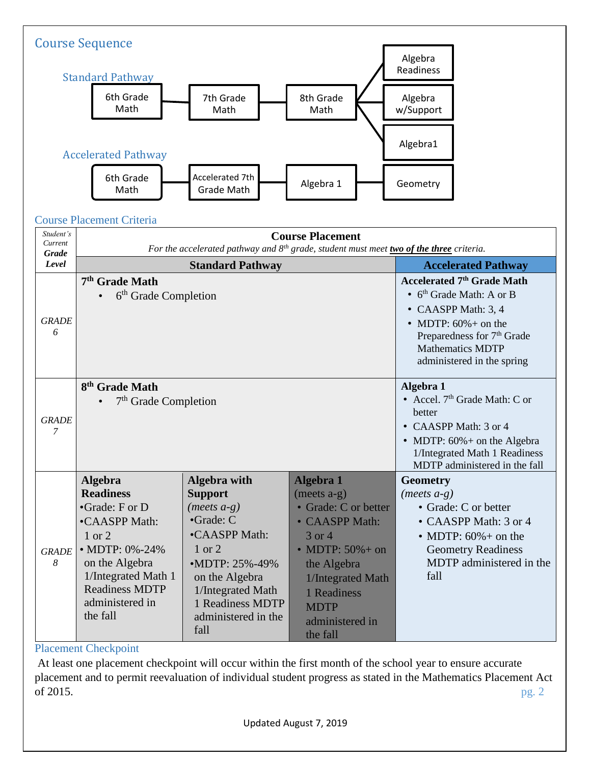## Course Sequence

### Standard Pathway

6th Grade Math — 7th Grade Math — 8th Grade Math — Algebra Readiness / Algebra w/Support / Algebra1

### Accelerated Pathway

6th Grade Math — Accelerated 7th Grade Math — Algebra 1 — Geometry

## Course Placement Criteria

| *Student's Current* ***Grade Level*** | **Course Placement**<br>*For the accelerated pathway and 8th grade, student must meet **two of the three** criteria.* | | | |
|---|---|---|---|---|
| | **Standard Pathway** | | | **Accelerated Pathway** |
| *GRADE 6* | **7th Grade Math**<br>• 6th Grade Completion | | | **Accelerated 7th Grade Math**<br>• 6th Grade Math: A or B<br>• CAASPP Math: 3, 4<br>• MDTP: 60%+ on the Preparedness for 7th Grade Mathematics MDTP administered in the spring |
| *GRADE 7* | **8th Grade Math**<br>• 7th Grade Completion | | | **Algebra 1**<br>• Accel. 7th Grade Math: C or better<br>• CAASPP Math: 3 or 4<br>• MDTP: 60%+ on the Algebra 1/Integrated Math 1 Readiness MDTP administered in the fall |
| *GRADE 8* | **Algebra Readiness**<br>•Grade: F or D<br>•CAASPP Math: 1 or 2<br>• MDTP: 0%-24% on the Algebra 1/Integrated Math 1 Readiness MDTP administered in the fall | **Algebra with Support**<br>*(meets a-g)*<br>•Grade: C<br>•CAASPP Math: 1 or 2<br>•MDTP: 25%-49% on the Algebra 1/Integrated Math 1 Readiness MDTP administered in the fall | **Algebra 1**<br>(meets a-g)<br>• Grade: C or better<br>• CAASPP Math: 3 or 4<br>• MDTP: 50%+ on the Algebra 1/Integrated Math 1 Readiness MDTP administered in the fall | **Geometry**<br>*(meets a-g)*<br>• Grade: C or better<br>• CAASPP Math: 3 or 4<br>• MDTP: 60%+ on the Geometry Readiness MDTP administered in the fall |

## Placement Checkpoint

At least one placement checkpoint will occur within the first month of the school year to ensure accurate placement and to permit reevaluation of individual student progress as stated in the Mathematics Placement Act of 2015.

Updated August 7, 2019